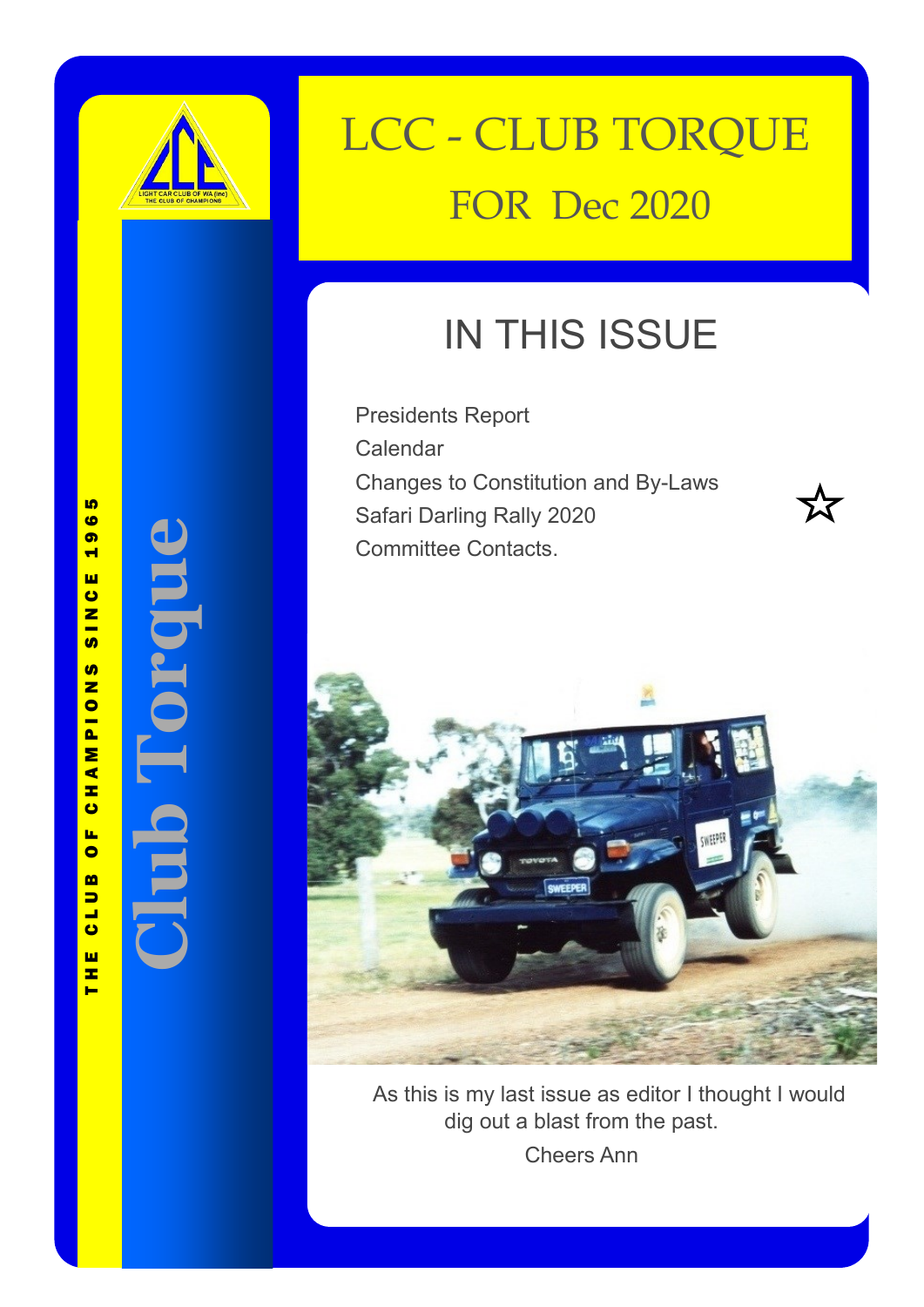THE CLUB OF CHAMPIONS SINCE 1965

Club Torque

# LCC - CLUB TORQUE

## FOR Dec 2020

## IN THIS ISSUE

Presidents Report

Calendar

Changes to Constitution and By-Laws

Safari Darling Rally 2020

Committee Contacts.

As this is my last issue as editor I thought I would dig out a blast from the past.

Cheers Ann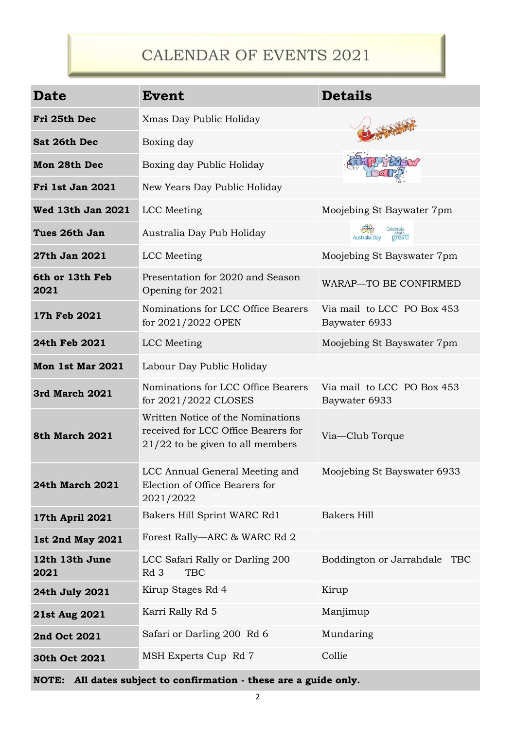# CALENDAR OF EVENTS 2021

| Date | Event | Details |
|---|---|---|
| **Fri 25th Dec** | Xmas Day Public Holiday | |
| **Sat 26th Dec** | Boxing day | |
| **Mon 28th Dec** | Boxing day Public Holiday | |
| **Fri 1st Jan 2021** | New Years Day Public Holiday | |
| **Wed 13th Jan 2021** | LCC Meeting | Moojebing St Baywater 7pm |
| **Tues 26th Jan** | Australia Day Pub Holiday | |
| **27th Jan 2021** | LCC Meeting | Moojebing St Bayswater 7pm |
| **6th or 13th Feb 2021** | Presentation for 2020 and Season Opening for 2021 | WARAP—TO BE CONFIRMED |
| **17h Feb 2021** | Nominations for LCC Office Bearers for 2021/2022 OPEN | Via mail to LCC PO Box 453 Baywater 6933 |
| **24th Feb 2021** | LCC Meeting | Moojebing St Bayswater 7pm |
| **Mon 1st Mar 2021** | Labour Day Public Holiday | |
| **3rd March 2021** | Nominations for LCC Office Bearers for 2021/2022 CLOSES | Via mail to LCC PO Box 453 Baywater 6933 |
| **8th March 2021** | Written Notice of the Nominations received for LCC Office Bearers for 21/22 to be given to all members | Via—Club Torque |
| **24th March 2021** | LCC Annual General Meeting and Election of Office Bearers for 2021/2022 | Moojebing St Bayswater 6933 |
| **17th April 2021** | Bakers Hill Sprint WARC Rd1 | Bakers Hill |
| **1st 2nd May 2021** | Forest Rally—ARC & WARC Rd 2 | |
| **12th 13th June 2021** | LCC Safari Rally or Darling 200 Rd 3 TBC | Boddington or Jarrahdale TBC |
| **24th July 2021** | Kirup Stages Rd 4 | Kirup |
| **21st Aug 2021** | Karri Rally Rd 5 | Manjimup |
| **2nd Oct 2021** | Safari or Darling 200 Rd 6 | Mundaring |
| **30th Oct 2021** | MSH Experts Cup Rd 7 | Collie |

**NOTE: All dates subject to confirmation - these are a guide only.**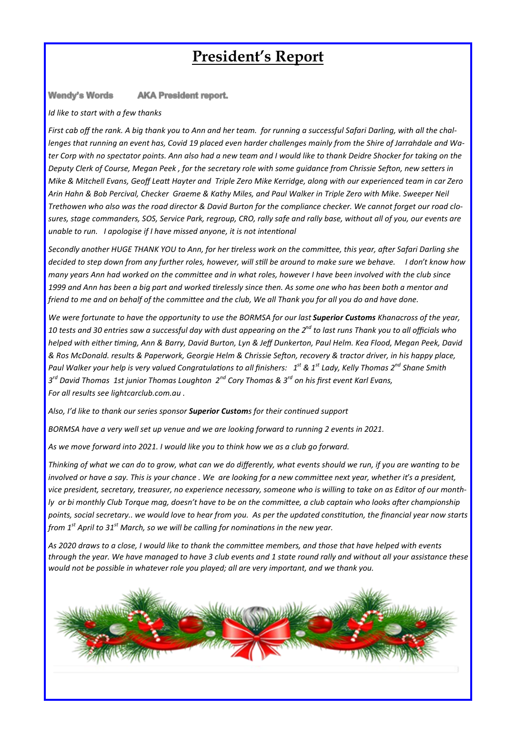# President's Report

**Wendy's Words        AKA President report.**

*Id like to start with a few thanks*

*First cab off the rank. A big thank you to Ann and her team.  for running a successful Safari Darling, with all the challenges that running an event has, Covid 19 placed even harder challenges mainly from the Shire of Jarrahdale and Water Corp with no spectator points. Ann also had a new team and I would like to thank Deidre Shocker for taking on the Deputy Clerk of Course, Megan Peek , for the secretary role with some guidance from Chrissie Sefton, new setters in Mike & Mitchell Evans, Geoff Leatt Hayter and  Triple Zero Mike Kerridge, along with our experienced team in car Zero Arin Hahn & Bob Percival, Checker  Graeme & Kathy Miles, and Paul Walker in Triple Zero with Mike. Sweeper Neil Trethowen who also was the road director & David Burton for the compliance checker. We cannot forget our road closures, stage commanders, SOS, Service Park, regroup, CRO, rally safe and rally base, without all of you, our events are unable to run.   I apologise if I have missed anyone, it is not intentional*

*Secondly another HUGE THANK YOU to Ann, for her tireless work on the committee, this year, after Safari Darling she decided to step down from any further roles, however, will still be around to make sure we behave.     I don't know how many years Ann had worked on the committee and in what roles, however I have been involved with the club since 1999 and Ann has been a big part and worked tirelessly since then. As some one who has been both a mentor and friend to me and on behalf of the committee and the club, We all Thank you for all you do and have done.*

*We were fortunate to have the opportunity to use the BORMSA for our last* ***Superior Customs*** *Khanacross of the year, 10 tests and 30 entries saw a successful day with dust appearing on the 2nd to last runs Thank you to all officials who helped with either timing, Ann & Barry, David Burton, Lyn & Jeff Dunkerton, Paul Helm. Kea Flood, Megan Peek, David & Ros McDonald. results & Paperwork, Georgie Helm & Chrissie Sefton, recovery & tractor driver, in his happy place, Paul Walker your help is very valued Congratulations to all finishers:   1st & 1st Lady, Kelly Thomas 2nd Shane Smith 3rd David Thomas  1st junior Thomas Loughton  2nd Cory Thomas & 3rd on his first event Karl Evans, For all results see lightcarclub.com.au .*

*Also, I'd like to thank our series sponsor* ***Superior Custom****s for their continued support*

*BORMSA have a very well set up venue and we are looking forward to running 2 events in 2021.*

*As we move forward into 2021. I would like you to think how we as a club go forward.*

*Thinking of what we can do to grow, what can we do differently, what events should we run, if you are wanting to be involved or have a say. This is your chance . We  are looking for a new committee next year, whether it's a president, vice president, secretary, treasurer, no experience necessary, someone who is willing to take on as Editor of our monthly  or bi monthly Club Torque mag, doesn't have to be on the committee, a club captain who looks after championship points, social secretary.. we would love to hear from you.  As per the updated constitution, the financial year now starts from 1st April to 31st March, so we will be calling for nominations in the new year.*

*As 2020 draws to a close, I would like to thank the committee members, and those that have helped with events through the year. We have managed to have 3 club events and 1 state round rally and without all your assistance these would not be possible in whatever role you played; all are very important, and we thank you.*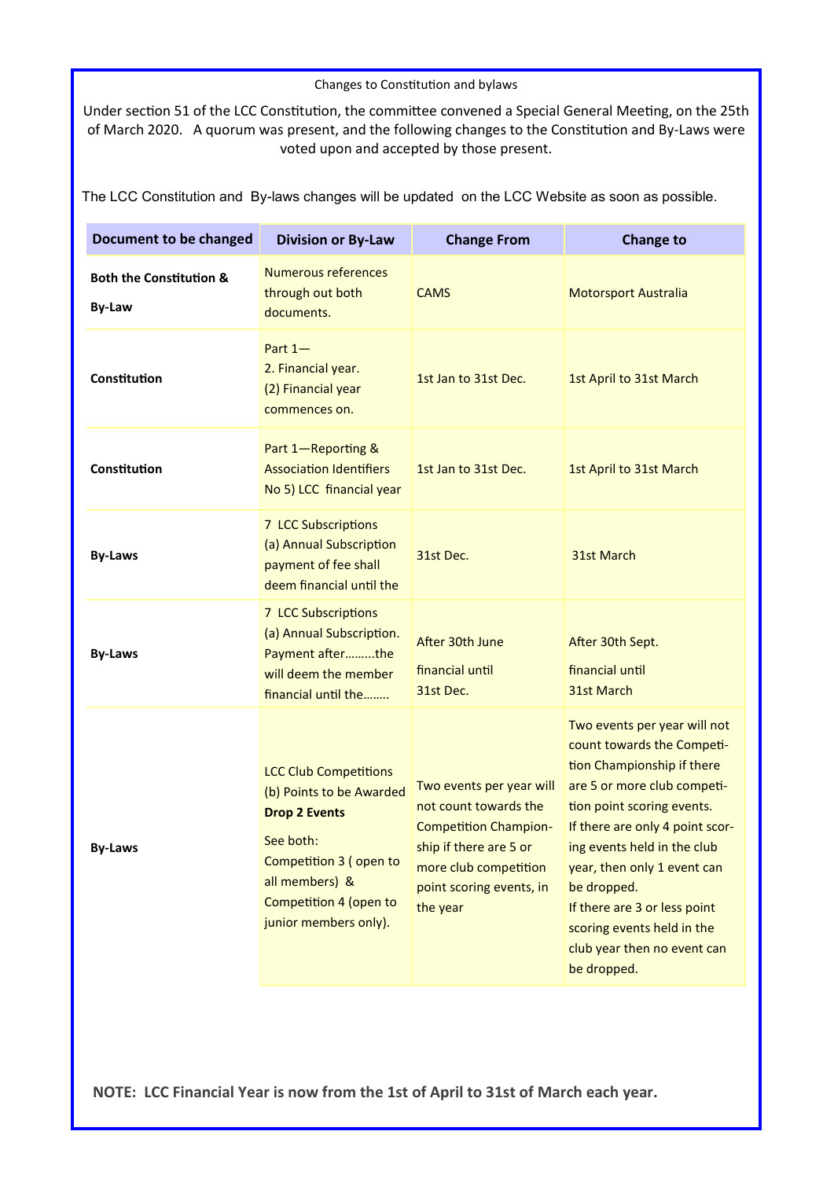Changes to Constitution and bylaws

Under section 51 of the LCC Constitution, the committee convened a Special General Meeting, on the 25th of March 2020. A quorum was present, and the following changes to the Constitution and By-Laws were voted upon and accepted by those present.

The LCC Constitution and By-laws changes will be updated on the LCC Website as soon as possible.

| Document to be changed | Division or By-Law | Change From | Change to |
|---|---|---|---|
| **Both the Constitution & By-Law** | Numerous references through out both documents. | CAMS | Motorsport Australia |
| **Constitution** | Part 1— 2. Financial year. (2) Financial year commences on. | 1st Jan to 31st Dec. | 1st April to 31st March |
| **Constitution** | Part 1—Reporting & Association Identifiers No 5) LCC financial year | 1st Jan to 31st Dec. | 1st April to 31st March |
| **By-Laws** | 7 LCC Subscriptions (a) Annual Subscription payment of fee shall deem financial until the | 31st Dec. | 31st March |
| **By-Laws** | 7 LCC Subscriptions (a) Annual Subscription. Payment after………the will deem the member financial until the…….. | After 30th June financial until 31st Dec. | After 30th Sept. financial until 31st March |
| **By-Laws** | LCC Club Competitions (b) Points to be Awarded **Drop 2 Events** See both: Competition 3 ( open to all members) & Competition 4 (open to junior members only). | Two events per year will not count towards the Competition Championship if there are 5 or more club competition point scoring events, in the year | Two events per year will not count towards the Competition Championship if there are 5 or more club competition point scoring events. If there are only 4 point scoring events held in the club year, then only 1 event can be dropped. If there are 3 or less point scoring events held in the club year then no event can be dropped. |

**NOTE: LCC Financial Year is now from the 1st of April to 31st of March each year.**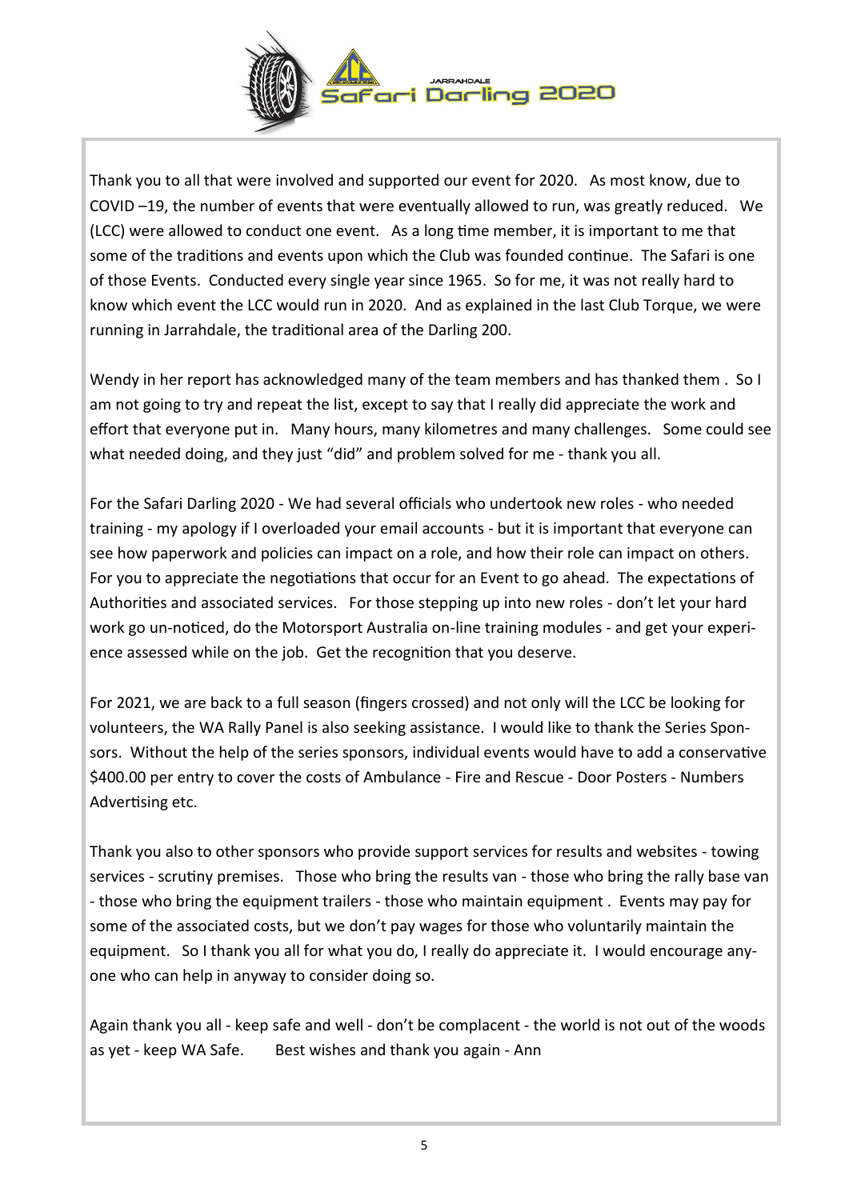# JARRAHDALE Safari Darling 2020

Thank you to all that were involved and supported our event for 2020. As most know, due to COVID –19, the number of events that were eventually allowed to run, was greatly reduced. We (LCC) were allowed to conduct one event. As a long time member, it is important to me that some of the traditions and events upon which the Club was founded continue. The Safari is one of those Events. Conducted every single year since 1965. So for me, it was not really hard to know which event the LCC would run in 2020. And as explained in the last Club Torque, we were running in Jarrahdale, the traditional area of the Darling 200.

Wendy in her report has acknowledged many of the team members and has thanked them . So I am not going to try and repeat the list, except to say that I really did appreciate the work and effort that everyone put in. Many hours, many kilometres and many challenges. Some could see what needed doing, and they just "did" and problem solved for me - thank you all.

For the Safari Darling 2020 - We had several officials who undertook new roles - who needed training - my apology if I overloaded your email accounts - but it is important that everyone can see how paperwork and policies can impact on a role, and how their role can impact on others. For you to appreciate the negotiations that occur for an Event to go ahead. The expectations of Authorities and associated services. For those stepping up into new roles - don't let your hard work go un-noticed, do the Motorsport Australia on-line training modules - and get your experience assessed while on the job. Get the recognition that you deserve.

For 2021, we are back to a full season (fingers crossed) and not only will the LCC be looking for volunteers, the WA Rally Panel is also seeking assistance. I would like to thank the Series Sponsors. Without the help of the series sponsors, individual events would have to add a conservative $400.00 per entry to cover the costs of Ambulance - Fire and Rescue - Door Posters - Numbers Advertising etc.

Thank you also to other sponsors who provide support services for results and websites - towing services - scrutiny premises. Those who bring the results van - those who bring the rally base van - those who bring the equipment trailers - those who maintain equipment . Events may pay for some of the associated costs, but we don't pay wages for those who voluntarily maintain the equipment. So I thank you all for what you do, I really do appreciate it. I would encourage anyone who can help in anyway to consider doing so.

Again thank you all - keep safe and well - don't be complacent - the world is not out of the woods as yet - keep WA Safe. Best wishes and thank you again - Ann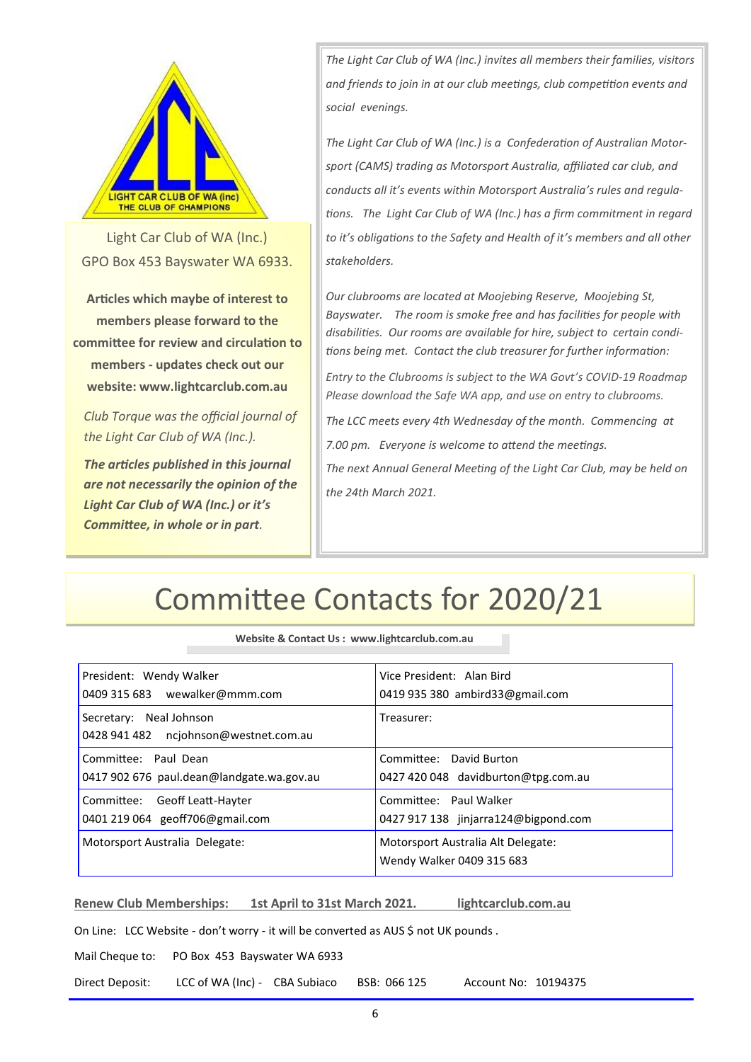LIGHT CAR CLUB OF WA (inc)
THE CLUB OF CHAMPIONS

Light Car Club of WA (Inc.)
GPO Box 453 Bayswater WA 6933.

**Articles which maybe of interest to members please forward to the committee for review and circulation to members - updates check out our website: www.lightcarclub.com.au**

*Club Torque was the official journal of the Light Car Club of WA (Inc.).*

***The articles published in this journal are not necessarily the opinion of the Light Car Club of WA (Inc.) or it's Committee, in whole or in part.***

*The Light Car Club of WA (Inc.) invites all members their families, visitors and friends to join in at our club meetings, club competition events and social evenings.*

*The Light Car Club of WA (Inc.) is a Confederation of Australian Motorsport (CAMS) trading as Motorsport Australia, affiliated car club, and conducts all it's events within Motorsport Australia's rules and regulations. The Light Car Club of WA (Inc.) has a firm commitment in regard to it's obligations to the Safety and Health of it's members and all other stakeholders.*

*Our clubrooms are located at Moojebing Reserve, Moojebing St, Bayswater. The room is smoke free and has facilities for people with disabilities. Our rooms are available for hire, subject to certain conditions being met. Contact the club treasurer for further information:*

*Entry to the Clubrooms is subject to the WA Govt's COVID-19 Roadmap Please download the Safe WA app, and use on entry to clubrooms.*

*The LCC meets every 4th Wednesday of the month. Commencing at 7.00 pm. Everyone is welcome to attend the meetings.*

*The next Annual General Meeting of the Light Car Club, may be held on the 24th March 2021.*

# Committee Contacts for 2020/21

**Website & Contact Us : www.lightcarclub.com.au**

| | |
|---|---|
| President: Wendy Walker<br>0409 315 683 wewalker@mmm.com | Vice President: Alan Bird<br>0419 935 380 ambird33@gmail.com |
| Secretary: Neal Johnson<br>0428 941 482 ncjohnson@westnet.com.au | Treasurer: |
| Committee: Paul Dean<br>0417 902 676 paul.dean@landgate.wa.gov.au | Committee: David Burton<br>0427 420 048 davidburton@tpg.com.au |
| Committee: Geoff Leatt-Hayter<br>0401 219 064 geoff706@gmail.com | Committee: Paul Walker<br>0427 917 138 jinjarra124@bigpond.com |
| Motorsport Australia Delegate: | Motorsport Australia Alt Delegate:<br>Wendy Walker 0409 315 683 |

**Renew Club Memberships: 1st April to 31st March 2021. lightcarclub.com.au**

On Line: LCC Website - don't worry - it will be converted as AUS $ not UK pounds .

Mail Cheque to: PO Box 453 Bayswater WA 6933

Direct Deposit: LCC of WA (Inc) - CBA Subiaco BSB: 066 125 Account No: 10194375